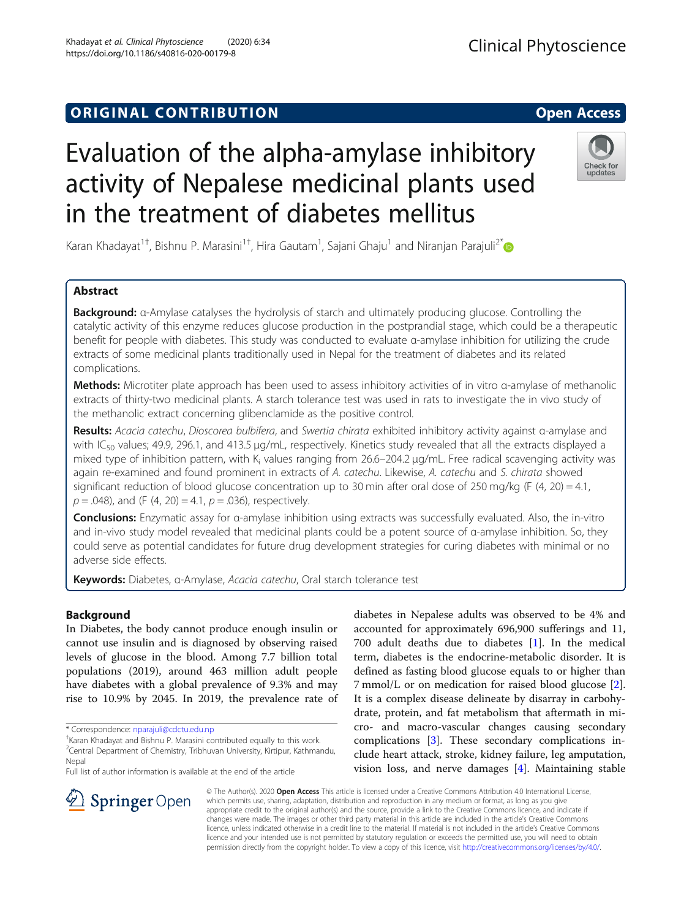ORIGINAL CONTRIBUTION

Open Access

# Evaluation of the alpha-amylase inhibitory activity of Nepalese medicinal plants used in the treatment of diabetes mellitus

Karan Khadayat[1†], Bishnu P. Marasini[1†], Hira Gautam[1], Sajani Ghaju[1] and Niranjan Parajuli[2*]

## Abstract

**Background:** α-Amylase catalyses the hydrolysis of starch and ultimately producing glucose. Controlling the catalytic activity of this enzyme reduces glucose production in the postprandial stage, which could be a therapeutic benefit for people with diabetes. This study was conducted to evaluate α-amylase inhibition for utilizing the crude extracts of some medicinal plants traditionally used in Nepal for the treatment of diabetes and its related complications.

**Methods:** Microtiter plate approach has been used to assess inhibitory activities of in vitro α-amylase of methanolic extracts of thirty-two medicinal plants. A starch tolerance test was used in rats to investigate the in vivo study of the methanolic extract concerning glibenclamide as the positive control.

**Results:** *Acacia catechu*, *Dioscorea bulbifera*, and *Swertia chirata* exhibited inhibitory activity against α-amylase and with $IC_{50}$ values; 49.9, 296.1, and 413.5 μg/mL, respectively. Kinetics study revealed that all the extracts displayed a mixed type of inhibition pattern, with $K_i$ values ranging from 26.6–204.2 μg/mL. Free radical scavenging activity was again re-examined and found prominent in extracts of *A. catechu*. Likewise, *A. catechu* and *S. chirata* showed significant reduction of blood glucose concentration up to 30 min after oral dose of 250 mg/kg ($F$ (4, 20) = 4.1, $p$ = .048), and ($F$ (4, 20) = 4.1, $p$ = .036), respectively.

**Conclusions:** Enzymatic assay for α-amylase inhibition using extracts was successfully evaluated. Also, the in-vitro and in-vivo study model revealed that medicinal plants could be a potent source of α-amylase inhibition. So, they could serve as potential candidates for future drug development strategies for curing diabetes with minimal or no adverse side effects.

**Keywords:** Diabetes, α-Amylase, *Acacia catechu*, Oral starch tolerance test

## Background

In Diabetes, the body cannot produce enough insulin or cannot use insulin and is diagnosed by observing raised levels of glucose in the blood. Among 7.7 billion total populations (2019), around 463 million adult people have diabetes with a global prevalence of 9.3% and may rise to 10.9% by 2045. In 2019, the prevalence rate of diabetes in Nepalese adults was observed to be 4% and accounted for approximately 696,900 sufferings and 11, 700 adult deaths due to diabetes [1]. In the medical term, diabetes is the endocrine-metabolic disorder. It is defined as fasting blood glucose equals to or higher than 7 mmol/L or on medication for raised blood glucose [2]. It is a complex disease delineate by disarray in carbohydrate, protein, and fat metabolism that aftermath in micro- and macro-vascular changes causing secondary complications [3]. These secondary complications include heart attack, stroke, kidney failure, leg amputation, vision loss, and nerve damages [4]. Maintaining stable

\* Correspondence: nparajuli@cdctu.edu.np

†Karan Khadayat and Bishnu P. Marasini contributed equally to this work.

[2]Central Department of Chemistry, Tribhuvan University, Kirtipur, Kathmandu, Nepal

Full list of author information is available at the end of the article

© The Author(s). 2020 **Open Access** This article is licensed under a Creative Commons Attribution 4.0 International License, which permits use, sharing, adaptation, distribution and reproduction in any medium or format, as long as you give appropriate credit to the original author(s) and the source, provide a link to the Creative Commons licence, and indicate if changes were made. The images or other third party material in this article are included in the article's Creative Commons licence, unless indicated otherwise in a credit line to the material. If material is not included in the article's Creative Commons licence and your intended use is not permitted by statutory regulation or exceeds the permitted use, you will need to obtain permission directly from the copyright holder. To view a copy of this licence, visit http://creativecommons.org/licenses/by/4.0/.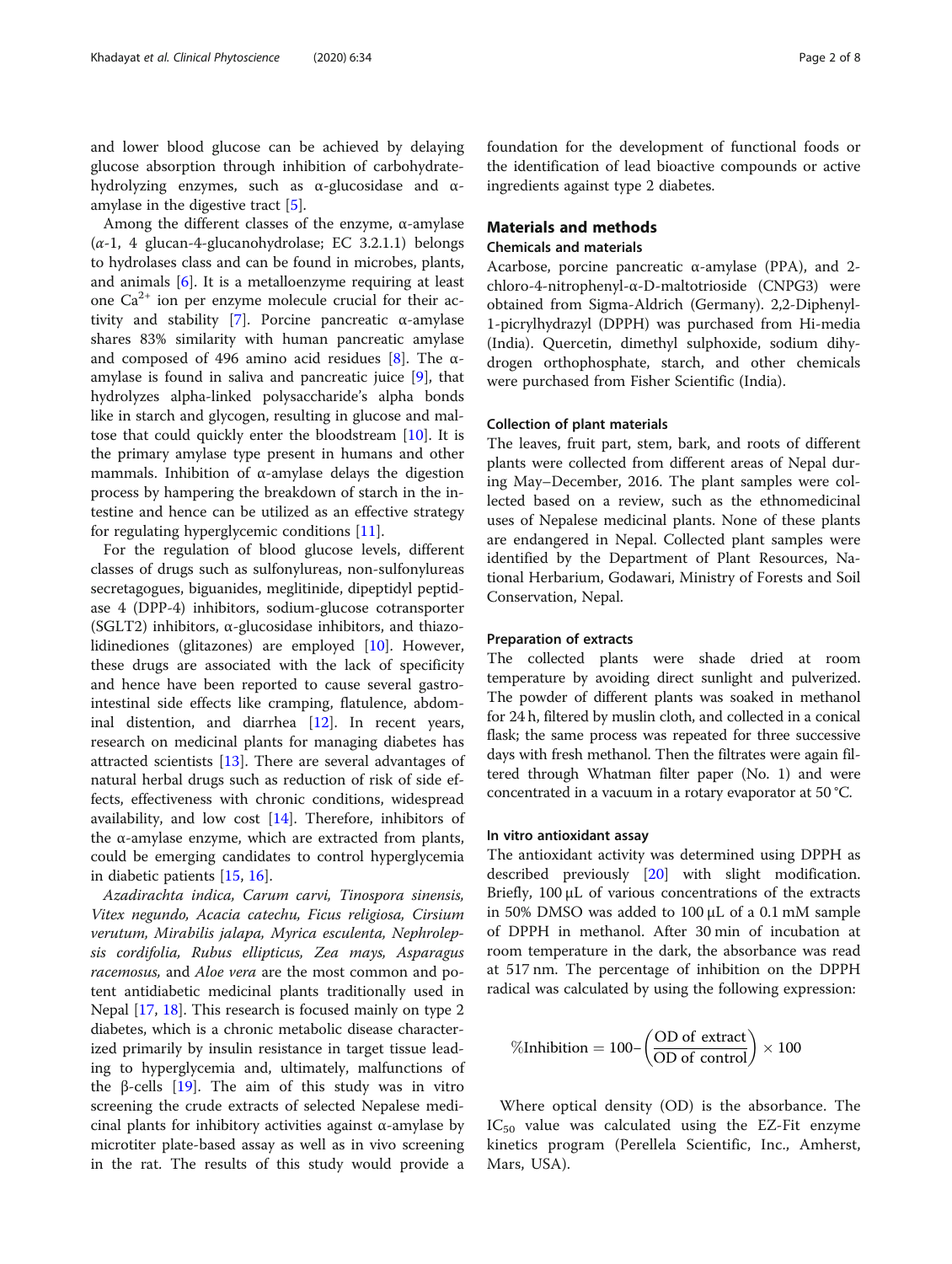and lower blood glucose can be achieved by delaying glucose absorption through inhibition of carbohydrate-hydrolyzing enzymes, such as α-glucosidase and α-amylase in the digestive tract [5].

Among the different classes of the enzyme, α-amylase (*α*-1, 4 glucan-4-glucanohydrolase; EC 3.2.1.1) belongs to hydrolases class and can be found in microbes, plants, and animals [6]. It is a metalloenzyme requiring at least one $Ca^{2+}$ ion per enzyme molecule crucial for their activity and stability [7]. Porcine pancreatic α-amylase shares 83% similarity with human pancreatic amylase and composed of 496 amino acid residues [8]. The α-amylase is found in saliva and pancreatic juice [9], that hydrolyzes alpha-linked polysaccharide's alpha bonds like in starch and glycogen, resulting in glucose and maltose that could quickly enter the bloodstream [10]. It is the primary amylase type present in humans and other mammals. Inhibition of α-amylase delays the digestion process by hampering the breakdown of starch in the intestine and hence can be utilized as an effective strategy for regulating hyperglycemic conditions [11].

For the regulation of blood glucose levels, different classes of drugs such as sulfonylureas, non-sulfonylureas secretagogues, biguanides, meglitinide, dipeptidyl peptidase 4 (DPP-4) inhibitors, sodium-glucose cotransporter (SGLT2) inhibitors, α-glucosidase inhibitors, and thiazolidinediones (glitazones) are employed [10]. However, these drugs are associated with the lack of specificity and hence have been reported to cause several gastrointestinal side effects like cramping, flatulence, abdominal distention, and diarrhea [12]. In recent years, research on medicinal plants for managing diabetes has attracted scientists [13]. There are several advantages of natural herbal drugs such as reduction of risk of side effects, effectiveness with chronic conditions, widespread availability, and low cost [14]. Therefore, inhibitors of the α-amylase enzyme, which are extracted from plants, could be emerging candidates to control hyperglycemia in diabetic patients [15, 16].

*Azadirachta indica, Carum carvi, Tinospora sinensis, Vitex negundo, Acacia catechu, Ficus religiosa, Cirsium verutum, Mirabilis jalapa, Myrica esculenta, Nephrolepsis cordifolia, Rubus ellipticus, Zea mays, Asparagus racemosus,* and *Aloe vera* are the most common and potent antidiabetic medicinal plants traditionally used in Nepal [17, 18]. This research is focused mainly on type 2 diabetes, which is a chronic metabolic disease characterized primarily by insulin resistance in target tissue leading to hyperglycemia and, ultimately, malfunctions of the β-cells [19]. The aim of this study was in vitro screening the crude extracts of selected Nepalese medicinal plants for inhibitory activities against α-amylase by microtiter plate-based assay as well as in vivo screening in the rat. The results of this study would provide a foundation for the development of functional foods or the identification of lead bioactive compounds or active ingredients against type 2 diabetes.

## Materials and methods

### Chemicals and materials

Acarbose, porcine pancreatic α-amylase (PPA), and 2-chloro-4-nitrophenyl-α-D-maltotrioside (CNPG3) were obtained from Sigma-Aldrich (Germany). 2,2-Diphenyl-1-picrylhydrazyl (DPPH) was purchased from Hi-media (India). Quercetin, dimethyl sulphoxide, sodium dihydrogen orthophosphate, starch, and other chemicals were purchased from Fisher Scientific (India).

### Collection of plant materials

The leaves, fruit part, stem, bark, and roots of different plants were collected from different areas of Nepal during May–December, 2016. The plant samples were collected based on a review, such as the ethnomedicinal uses of Nepalese medicinal plants. None of these plants are endangered in Nepal. Collected plant samples were identified by the Department of Plant Resources, National Herbarium, Godawari, Ministry of Forests and Soil Conservation, Nepal.

### Preparation of extracts

The collected plants were shade dried at room temperature by avoiding direct sunlight and pulverized. The powder of different plants was soaked in methanol for 24 h, filtered by muslin cloth, and collected in a conical flask; the same process was repeated for three successive days with fresh methanol. Then the filtrates were again filtered through Whatman filter paper (No. 1) and were concentrated in a vacuum in a rotary evaporator at 50 °C.

### In vitro antioxidant assay

The antioxidant activity was determined using DPPH as described previously [20] with slight modification. Briefly, 100 μL of various concentrations of the extracts in 50% DMSO was added to 100 μL of a 0.1 mM sample of DPPH in methanol. After 30 min of incubation at room temperature in the dark, the absorbance was read at 517 nm. The percentage of inhibition on the DPPH radical was calculated by using the following expression:

$$\%\text{Inhibition} = 100 - \left(\frac{\text{OD of extract}}{\text{OD of control}}\right) \times 100$$

Where optical density (OD) is the absorbance. The $IC_{50}$ value was calculated using the EZ-Fit enzyme kinetics program (Perellela Scientific, Inc., Amherst, Mars, USA).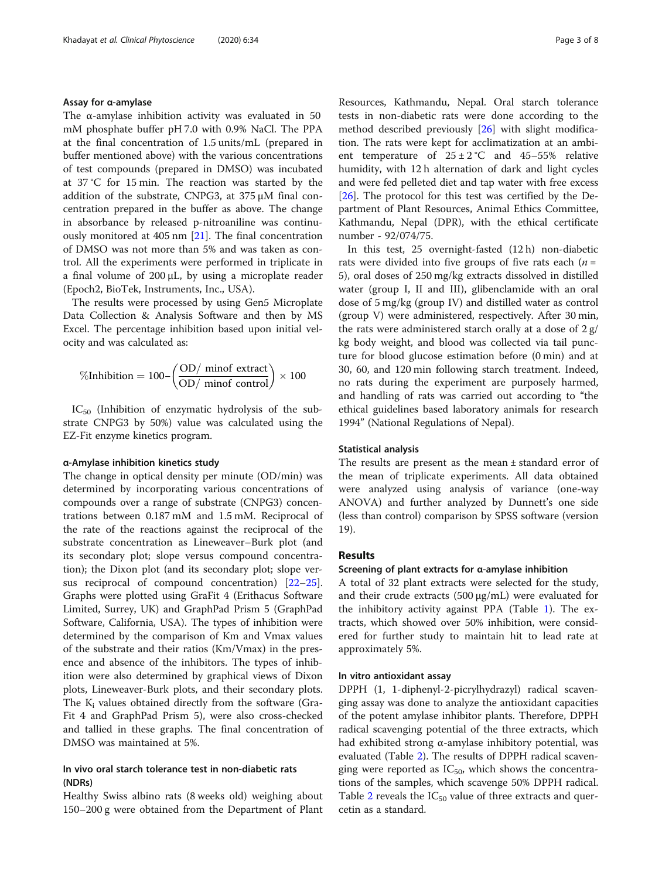### Assay for α-amylase

The α-amylase inhibition activity was evaluated in 50 mM phosphate buffer pH 7.0 with 0.9% NaCl. The PPA at the final concentration of 1.5 units/mL (prepared in buffer mentioned above) with the various concentrations of test compounds (prepared in DMSO) was incubated at 37 °C for 15 min. The reaction was started by the addition of the substrate, CNPG3, at 375 μM final concentration prepared in the buffer as above. The change in absorbance by released p-nitroaniline was continuously monitored at 405 nm [21]. The final concentration of DMSO was not more than 5% and was taken as control. All the experiments were performed in triplicate in a final volume of 200 μL, by using a microplate reader (Epoch2, BioTek, Instruments, Inc., USA).

The results were processed by using Gen5 Microplate Data Collection & Analysis Software and then by MS Excel. The percentage inhibition based upon initial velocity and was calculated as:

$$\%\text{Inhibition} = 100 - \left(\frac{\text{OD/ min of extract}}{\text{OD/ min of control}}\right) \times 100$$

$IC_{50}$ (Inhibition of enzymatic hydrolysis of the substrate CNPG3 by 50%) value was calculated using the EZ-Fit enzyme kinetics program.

### α-Amylase inhibition kinetics study

The change in optical density per minute (OD/min) was determined by incorporating various concentrations of compounds over a range of substrate (CNPG3) concentrations between 0.187 mM and 1.5 mM. Reciprocal of the rate of the reactions against the reciprocal of the substrate concentration as Lineweaver–Burk plot (and its secondary plot; slope versus compound concentration); the Dixon plot (and its secondary plot; slope versus reciprocal of compound concentration) [22–25]. Graphs were plotted using GraFit 4 (Erithacus Software Limited, Surrey, UK) and GraphPad Prism 5 (GraphPad Software, California, USA). The types of inhibition were determined by the comparison of Km and Vmax values of the substrate and their ratios (Km/Vmax) in the presence and absence of the inhibitors. The types of inhibition were also determined by graphical views of Dixon plots, Lineweaver-Burk plots, and their secondary plots. The $K_i$ values obtained directly from the software (GraFit 4 and GraphPad Prism 5), were also cross-checked and tallied in these graphs. The final concentration of DMSO was maintained at 5%.

## In vivo oral starch tolerance test in non-diabetic rats (NDRs)

Healthy Swiss albino rats (8 weeks old) weighing about 150–200 g were obtained from the Department of Plant Resources, Kathmandu, Nepal. Oral starch tolerance tests in non-diabetic rats were done according to the method described previously [26] with slight modification. The rats were kept for acclimatization at an ambient temperature of 25 ± 2 °C and 45–55% relative humidity, with 12 h alternation of dark and light cycles and were fed pelleted diet and tap water with free excess [26]. The protocol for this test was certified by the Department of Plant Resources, Animal Ethics Committee, Kathmandu, Nepal (DPR), with the ethical certificate number - 92/074/75.

In this test, 25 overnight-fasted (12 h) non-diabetic rats were divided into five groups of five rats each ($n$ = 5), oral doses of 250 mg/kg extracts dissolved in distilled water (group I, II and III), glibenclamide with an oral dose of 5 mg/kg (group IV) and distilled water as control (group V) were administered, respectively. After 30 min, the rats were administered starch orally at a dose of 2 g/kg body weight, and blood was collected via tail puncture for blood glucose estimation before (0 min) and at 30, 60, and 120 min following starch treatment. Indeed, no rats during the experiment are purposely harmed, and handling of rats was carried out according to "the ethical guidelines based laboratory animals for research 1994" (National Regulations of Nepal).

### Statistical analysis

The results are present as the mean ± standard error of the mean of triplicate experiments. All data obtained were analyzed using analysis of variance (one-way ANOVA) and further analyzed by Dunnett's one side (less than control) comparison by SPSS software (version 19).

## Results

### Screening of plant extracts for α-amylase inhibition

A total of 32 plant extracts were selected for the study, and their crude extracts (500 μg/mL) were evaluated for the inhibitory activity against PPA (Table 1). The extracts, which showed over 50% inhibition, were considered for further study to maintain hit to lead rate at approximately 5%.

### In vitro antioxidant assay

DPPH (1, 1-diphenyl-2-picrylhydrazyl) radical scavenging assay was done to analyze the antioxidant capacities of the potent amylase inhibitor plants. Therefore, DPPH radical scavenging potential of the three extracts, which had exhibited strong α-amylase inhibitory potential, was evaluated (Table 2). The results of DPPH radical scavenging were reported as $IC_{50}$, which shows the concentrations of the samples, which scavenge 50% DPPH radical. Table 2 reveals the $IC_{50}$ value of three extracts and quercetin as a standard.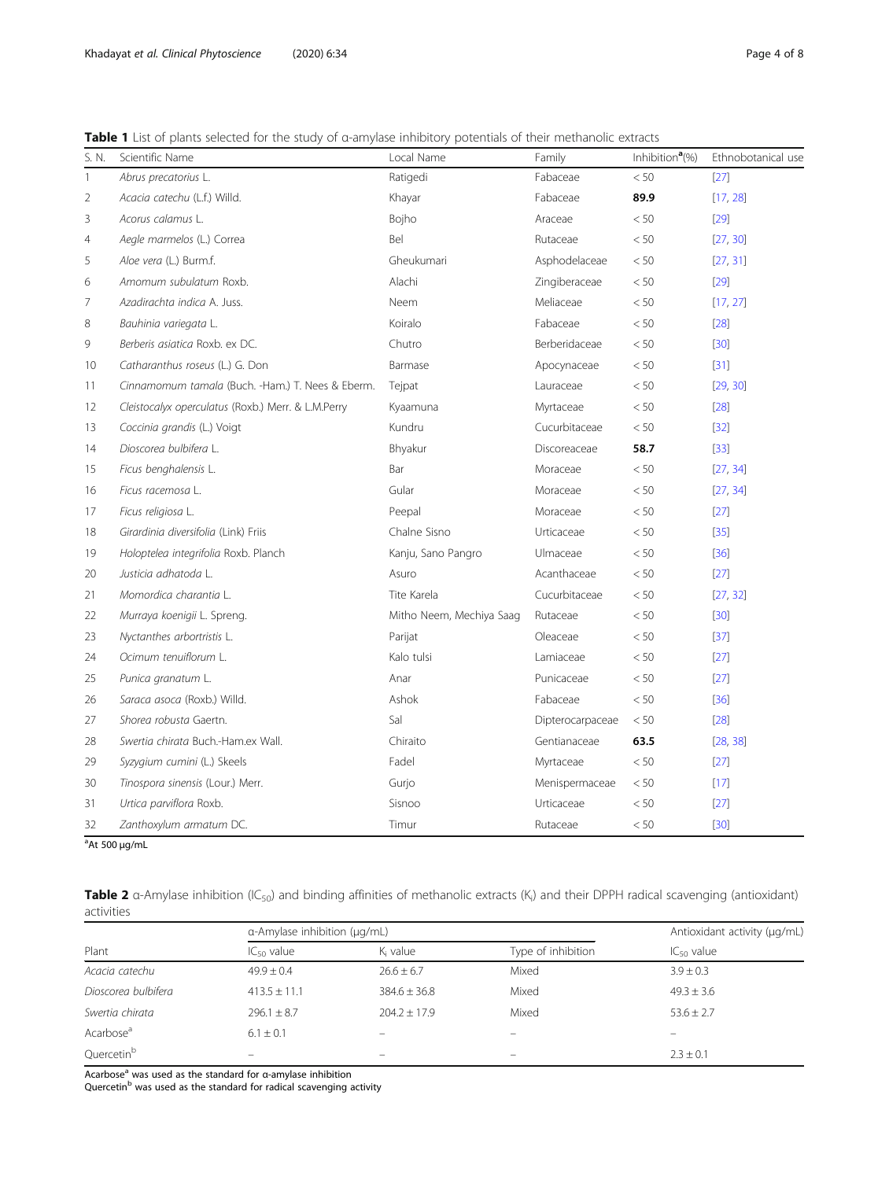**Table 1** List of plants selected for the study of α-amylase inhibitory potentials of their methanolic extracts

| S. N. | Scientific Name | Local Name | Family | Inhibition[a](%) | Ethnobotanical use |
|---|---|---|---|---|---|
| 1 | *Abrus precatorius* L. | Ratigedi | Fabaceae | < 50 | [27] |
| 2 | *Acacia catechu* (L.f.) Willd. | Khayar | Fabaceae | **89.9** | [17, 28] |
| 3 | *Acorus calamus* L. | Bojho | Araceae | < 50 | [29] |
| 4 | *Aegle marmelos* (L.) Correa | Bel | Rutaceae | < 50 | [27, 30] |
| 5 | *Aloe vera* (L.) Burm.f. | Gheukumari | Asphodelaceae | < 50 | [27, 31] |
| 6 | *Amomum subulatum* Roxb. | Alachi | Zingiberaceae | < 50 | [29] |
| 7 | *Azadirachta indica* A. Juss. | Neem | Meliaceae | < 50 | [17, 27] |
| 8 | *Bauhinia variegata* L. | Koiralo | Fabaceae | < 50 | [28] |
| 9 | *Berberis asiatica* Roxb. ex DC. | Chutro | Berberidaceae | < 50 | [30] |
| 10 | *Catharanthus roseus* (L.) G. Don | Barmase | Apocynaceae | < 50 | [31] |
| 11 | *Cinnamomum tamala* (Buch. -Ham.) T. Nees & Eberm. | Tejpat | Lauraceae | < 50 | [29, 30] |
| 12 | *Cleistocalyx operculatus* (Roxb.) Merr. & L.M.Perry | Kyaamuna | Myrtaceae | < 50 | [28] |
| 13 | *Coccinia grandis* (L.) Voigt | Kundru | Cucurbitaceae | < 50 | [32] |
| 14 | *Dioscorea bulbifera* L. | Bhyakur | Discoreaceae | **58.7** | [33] |
| 15 | *Ficus benghalensis* L. | Bar | Moraceae | < 50 | [27, 34] |
| 16 | *Ficus racemosa* L. | Gular | Moraceae | < 50 | [27, 34] |
| 17 | *Ficus religiosa* L. | Peepal | Moraceae | < 50 | [27] |
| 18 | *Girardinia diversifolia* (Link) Friis | Chalne Sisno | Urticaceae | < 50 | [35] |
| 19 | *Holoptelea integrifolia* Roxb. Planch | Kanju, Sano Pangro | Ulmaceae | < 50 | [36] |
| 20 | *Justicia adhatoda* L. | Asuro | Acanthaceae | < 50 | [27] |
| 21 | *Momordica charantia* L. | Tite Karela | Cucurbitaceae | < 50 | [27, 32] |
| 22 | *Murraya koenigii* L. Spreng. | Mitho Neem, Mechiya Saag | Rutaceae | < 50 | [30] |
| 23 | *Nyctanthes arbortristis* L. | Parijat | Oleaceae | < 50 | [37] |
| 24 | *Ocimum tenuiflorum* L. | Kalo tulsi | Lamiaceae | < 50 | [27] |
| 25 | *Punica granatum* L. | Anar | Punicaceae | < 50 | [27] |
| 26 | *Saraca asoca* (Roxb.) Willd. | Ashok | Fabaceae | < 50 | [36] |
| 27 | *Shorea robusta* Gaertn. | Sal | Dipterocarpaceae | < 50 | [28] |
| 28 | *Swertia chirata* Buch.-Ham.ex Wall. | Chiraito | Gentianaceae | **63.5** | [28, 38] |
| 29 | *Syzygium cumini* (L.) Skeels | Fadel | Myrtaceae | < 50 | [27] |
| 30 | *Tinospora sinensis* (Lour.) Merr. | Gurjo | Menispermaceae | < 50 | [17] |
| 31 | *Urtica parviflora* Roxb. | Sisnoo | Urticaceae | < 50 | [27] |
| 32 | *Zanthoxylum armatum* DC. | Timur | Rutaceae | < 50 | [30] |

[a]At 500 μg/mL

**Table 2** α-Amylase inhibition ($IC_{50}$) and binding affinities of methanolic extracts ($K_i$) and their DPPH radical scavenging (antioxidant) activities

| Plant | α-Amylase inhibition (μg/mL) | | | Antioxidant activity (μg/mL) |
|---|---|---|---|---|
| | $IC_{50}$ value | $K_i$ value | Type of inhibition | $IC_{50}$ value |
| *Acacia catechu* | 49.9 ± 0.4 | 26.6 ± 6.7 | Mixed | 3.9 ± 0.3 |
| *Dioscorea bulbifera* | 413.5 ± 11.1 | 384.6 ± 36.8 | Mixed | 49.3 ± 3.6 |
| *Swertia chirata* | 296.1 ± 8.7 | 204.2 ± 17.9 | Mixed | 53.6 ± 2.7 |
| Acarbose[a] | 6.1 ± 0.1 | – | – | – |
| Quercetin[b] | – | – | – | 2.3 ± 0.1 |

Acarbose[a] was used as the standard for α-amylase inhibition
Quercetin[b] was used as the standard for radical scavenging activity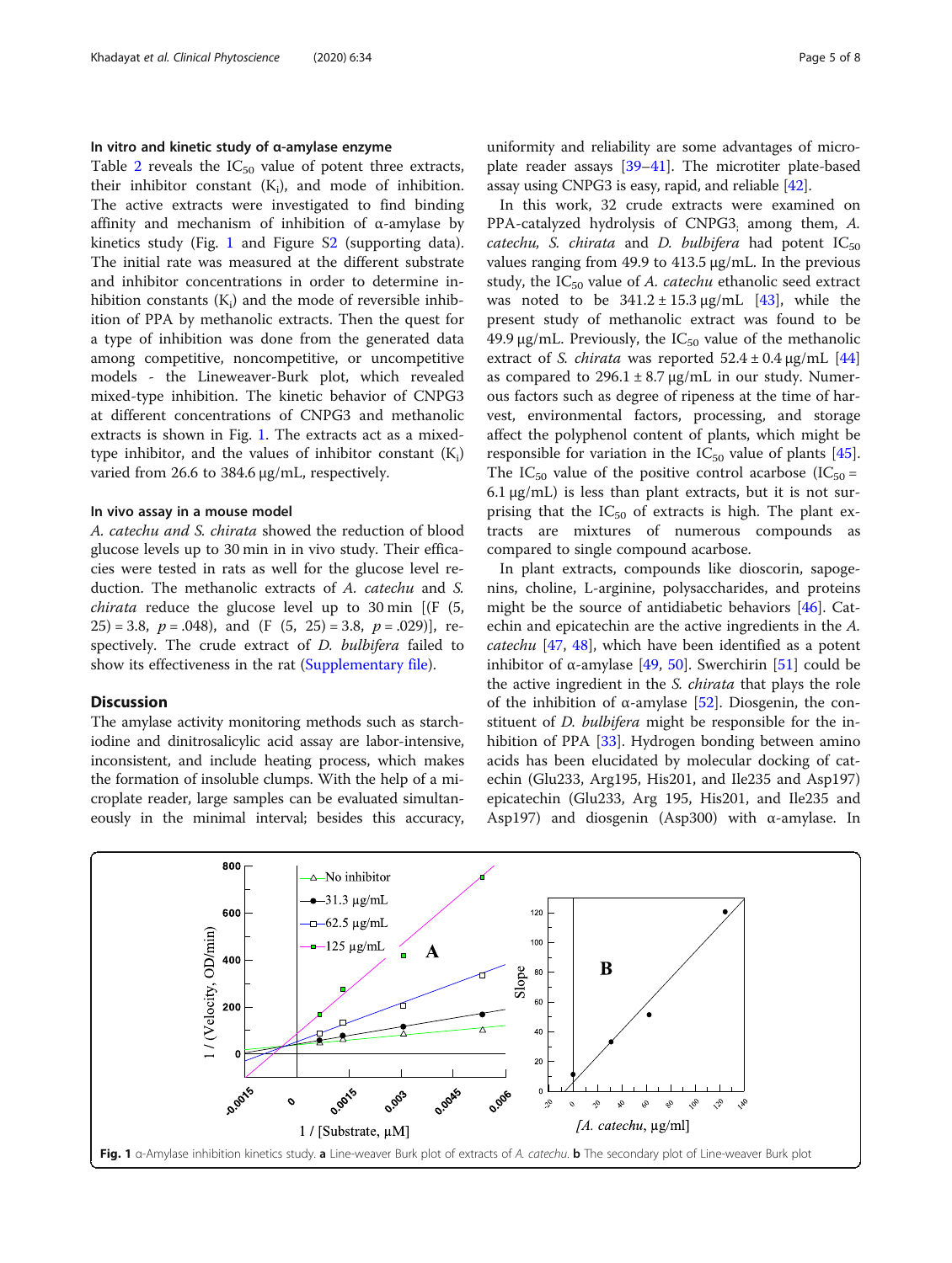### In vitro and kinetic study of α-amylase enzyme

Table 2 reveals the $IC_{50}$ value of potent three extracts, their inhibitor constant ($K_i$), and mode of inhibition. The active extracts were investigated to find binding affinity and mechanism of inhibition of α-amylase by kinetics study (Fig. 1 and Figure S2 (supporting data). The initial rate was measured at the different substrate and inhibitor concentrations in order to determine inhibition constants ($K_i$) and the mode of reversible inhibition of PPA by methanolic extracts. Then the quest for a type of inhibition was done from the generated data among competitive, noncompetitive, or uncompetitive models - the Lineweaver-Burk plot, which revealed mixed-type inhibition. The kinetic behavior of CNPG3 at different concentrations of CNPG3 and methanolic extracts is shown in Fig. 1. The extracts act as a mixed-type inhibitor, and the values of inhibitor constant ($K_i$) varied from 26.6 to 384.6 μg/mL, respectively.

### In vivo assay in a mouse model

*A. catechu and S. chirata* showed the reduction of blood glucose levels up to 30 min in in vivo study. Their efficacies were tested in rats as well for the glucose level reduction. The methanolic extracts of *A. catechu* and *S. chirata* reduce the glucose level up to 30 min [($F$ (5, 25) = 3.8, $p$ = .048), and ($F$ (5, 25) = 3.8, $p$ = .029)], respectively. The crude extract of *D. bulbifera* failed to show its effectiveness in the rat (Supplementary file).

## Discussion

The amylase activity monitoring methods such as starch-iodine and dinitrosalicylic acid assay are labor-intensive, inconsistent, and include heating process, which makes the formation of insoluble clumps. With the help of a microplate reader, large samples can be evaluated simultaneously in the minimal interval; besides this accuracy, uniformity and reliability are some advantages of microplate reader assays [39–41]. The microtiter plate-based assay using CNPG3 is easy, rapid, and reliable [42].

In this work, 32 crude extracts were examined on PPA-catalyzed hydrolysis of CNPG3; among them, *A. catechu, S. chirata* and *D. bulbifera* had potent $IC_{50}$ values ranging from 49.9 to 413.5 μg/mL. In the previous study, the $IC_{50}$ value of *A. catechu* ethanolic seed extract was noted to be 341.2 ± 15.3 μg/mL [43], while the present study of methanolic extract was found to be 49.9 μg/mL. Previously, the $IC_{50}$ value of the methanolic extract of *S. chirata* was reported 52.4 ± 0.4 μg/mL [44] as compared to 296.1 ± 8.7 μg/mL in our study. Numerous factors such as degree of ripeness at the time of harvest, environmental factors, processing, and storage affect the polyphenol content of plants, which might be responsible for variation in the $IC_{50}$ value of plants [45]. The $IC_{50}$ value of the positive control acarbose ($IC_{50}$ = 6.1 μg/mL) is less than plant extracts, but it is not surprising that the $IC_{50}$ of extracts is high. The plant extracts are mixtures of numerous compounds as compared to single compound acarbose.

In plant extracts, compounds like dioscorin, sapogenins, choline, L-arginine, polysaccharides, and proteins might be the source of antidiabetic behaviors [46]. Catechin and epicatechin are the active ingredients in the *A. catechu* [47, 48], which have been identified as a potent inhibitor of α-amylase [49, 50]. Swerchirin [51] could be the active ingredient in the *S. chirata* that plays the role of the inhibition of α-amylase [52]. Diosgenin, the constituent of *D. bulbifera* might be responsible for the inhibition of PPA [33]. Hydrogen bonding between amino acids has been elucidated by molecular docking of catechin (Glu233, Arg195, His201, and Ile235 and Asp197) epicatechin (Glu233, Arg 195, His201, and Ile235 and Asp197) and diosgenin (Asp300) with α-amylase. In

**Fig. 1** α-Amylase inhibition kinetics study. **a** Line-weaver Burk plot of extracts of *A. catechu*. **b** The secondary plot of Line-weaver Burk plot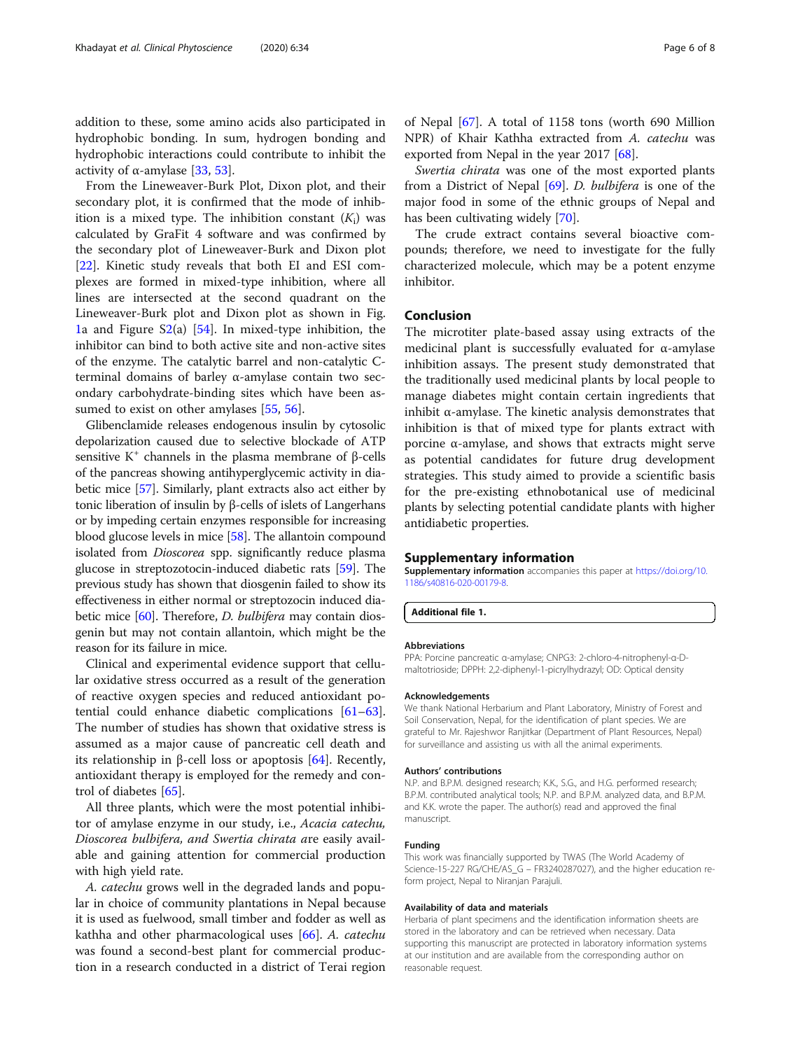addition to these, some amino acids also participated in hydrophobic bonding. In sum, hydrogen bonding and hydrophobic interactions could contribute to inhibit the activity of α-amylase [33, 53].

From the Lineweaver-Burk Plot, Dixon plot, and their secondary plot, it is confirmed that the mode of inhibition is a mixed type. The inhibition constant ($K_i$) was calculated by GraFit 4 software and was confirmed by the secondary plot of Lineweaver-Burk and Dixon plot [22]. Kinetic study reveals that both EI and ESI complexes are formed in mixed-type inhibition, where all lines are intersected at the second quadrant on the Lineweaver-Burk plot and Dixon plot as shown in Fig. 1a and Figure S2(a) [54]. In mixed-type inhibition, the inhibitor can bind to both active site and non-active sites of the enzyme. The catalytic barrel and non-catalytic C-terminal domains of barley α-amylase contain two secondary carbohydrate-binding sites which have been assumed to exist on other amylases [55, 56].

Glibenclamide releases endogenous insulin by cytosolic depolarization caused due to selective blockade of ATP sensitive $K^+$ channels in the plasma membrane of β-cells of the pancreas showing antihyperglycemic activity in diabetic mice [57]. Similarly, plant extracts also act either by tonic liberation of insulin by β-cells of islets of Langerhans or by impeding certain enzymes responsible for increasing blood glucose levels in mice [58]. The allantoin compound isolated from *Dioscorea* spp. significantly reduce plasma glucose in streptozotocin-induced diabetic rats [59]. The previous study has shown that diosgenin failed to show its effectiveness in either normal or streptozocin induced diabetic mice [60]. Therefore, *D. bulbifera* may contain diosgenin but may not contain allantoin, which might be the reason for its failure in mice.

Clinical and experimental evidence support that cellular oxidative stress occurred as a result of the generation of reactive oxygen species and reduced antioxidant potential could enhance diabetic complications [61–63]. The number of studies has shown that oxidative stress is assumed as a major cause of pancreatic cell death and its relationship in β-cell loss or apoptosis [64]. Recently, antioxidant therapy is employed for the remedy and control of diabetes [65].

All three plants, which were the most potential inhibitor of amylase enzyme in our study, i.e., *Acacia catechu, Dioscorea bulbifera, and Swertia chirata a*re easily available and gaining attention for commercial production with high yield rate.

*A. catechu* grows well in the degraded lands and popular in choice of community plantations in Nepal because it is used as fuelwood, small timber and fodder as well as kathha and other pharmacological uses [66]. *A. catechu* was found a second-best plant for commercial production in a research conducted in a district of Terai region of Nepal [67]. A total of 1158 tons (worth 690 Million NPR) of Khair Kathha extracted from *A. catechu* was exported from Nepal in the year 2017 [68].

*Swertia chirata* was one of the most exported plants from a District of Nepal [69]. *D. bulbifera* is one of the major food in some of the ethnic groups of Nepal and has been cultivating widely [70].

The crude extract contains several bioactive compounds; therefore, we need to investigate for the fully characterized molecule, which may be a potent enzyme inhibitor.

## Conclusion

The microtiter plate-based assay using extracts of the medicinal plant is successfully evaluated for α-amylase inhibition assays. The present study demonstrated that the traditionally used medicinal plants by local people to manage diabetes might contain certain ingredients that inhibit α-amylase. The kinetic analysis demonstrates that inhibition is that of mixed type for plants extract with porcine α-amylase, and shows that extracts might serve as potential candidates for future drug development strategies. This study aimed to provide a scientific basis for the pre-existing ethnobotanical use of medicinal plants by selecting potential candidate plants with higher antidiabetic properties.

## Supplementary information

**Supplementary information** accompanies this paper at https://doi.org/10.1186/s40816-020-00179-8.

**Additional file 1.**

### Abbreviations

PPA: Porcine pancreatic α-amylase; CNPG3: 2-chloro-4-nitrophenyl-α-D-maltotrioside; DPPH: 2,2-diphenyl-1-picrylhydrazyl; OD: Optical density

### Acknowledgements

We thank National Herbarium and Plant Laboratory, Ministry of Forest and Soil Conservation, Nepal, for the identification of plant species. We are grateful to Mr. Rajeshwor Ranjitkar (Department of Plant Resources, Nepal) for surveillance and assisting us with all the animal experiments.

### Authors' contributions

N.P. and B.P.M. designed research; K.K., S.G., and H.G. performed research; B.P.M. contributed analytical tools; N.P. and B.P.M. analyzed data, and B.P.M. and K.K. wrote the paper. The author(s) read and approved the final manuscript.

### Funding

This work was financially supported by TWAS (The World Academy of Science-15-227 RG/CHE/AS_G – FR3240287027), and the higher education reform project, Nepal to Niranjan Parajuli.

### Availability of data and materials

Herbaria of plant specimens and the identification information sheets are stored in the laboratory and can be retrieved when necessary. Data supporting this manuscript are protected in laboratory information systems at our institution and are available from the corresponding author on reasonable request.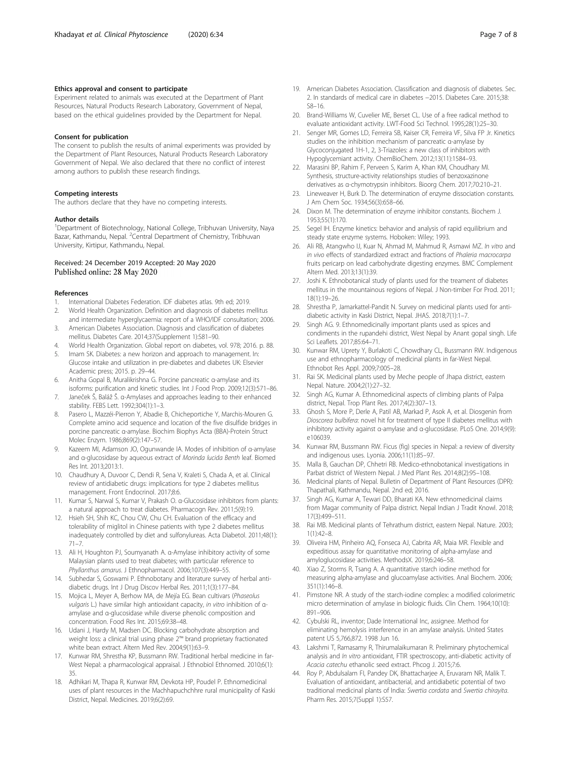#### Ethics approval and consent to participate

Experiment related to animals was executed at the Department of Plant Resources, Natural Products Research Laboratory, Government of Nepal, based on the ethical guidelines provided by the Department for Nepal.

#### Consent for publication

The consent to publish the results of animal experiments was provided by the Department of Plant Resources, Natural Products Research Laboratory Government of Nepal. We also declared that there no conflict of interest among authors to publish these research findings.

#### Competing interests

The authors declare that they have no competing interests.

#### Author details

[1]Department of Biotechnology, National College, Tribhuvan University, Naya Bazar, Kathmandu, Nepal. [2]Central Department of Chemistry, Tribhuvan University, Kirtipur, Kathmandu, Nepal.

Received: 24 December 2019 Accepted: 20 May 2020
Published online: 28 May 2020

#### References

1. International Diabetes Federation. IDF diabetes atlas. 9th ed; 2019.
2. World Health Organization. Definition and diagnosis of diabetes mellitus and intermediate hyperglycaemia: report of a WHO/IDF consultation; 2006.
3. American Diabetes Association. Diagnosis and classification of diabetes mellitus. Diabetes Care. 2014;37(Supplement 1):S81–90.
4. World Health Organization. Global report on diabetes, vol. 978; 2016. p. 88.
5. Imam SK. Diabetes: a new horizon and approach to management. In: Glucose intake and utilization in pre-diabetes and diabetes UK: Elsevier Academic press; 2015. p. 29–44.
6. Anitha Gopal B, Muralikrishna G. Porcine pancreatic α-amylase and its isoforms: purification and kinetic studies. Int J Food Prop. 2009;12(3):571–86.
7. Janeček Š, Baláž Š. α-Amylases and approaches leading to their enhanced stability. FEBS Lett. 1992;304(1):1–3.
8. Pasero L, Mazzéi-Pierron Y, Abadie B, Chicheportiche Y, Marchis-Mouren G. Complete amino acid sequence and location of the five disulfide bridges in porcine pancreatic α-amylase. Biochim Biophys Acta (BBA)-Protein Struct Molec Enzym. 1986;869(2):147–57.
9. Kazeem MI, Adamson JO, Ogunwande IA. Modes of inhibition of α-amylase and α-glucosidase by aqueous extract of *Morinda lucida Benth* leaf. Biomed Res Int. 2013;2013:1.
10. Chaudhury A, Duvoor C, Dendi R, Sena V, Kraleti S, Chada A, et al. Clinical review of antidiabetic drugs: implications for type 2 diabetes mellitus management. Front Endocrinol. 2017;8:6.
11. Kumar S, Narwal S, Kumar V, Prakash O. α-Glucosidase inhibitors from plants: a natural approach to treat diabetes. Pharmacogn Rev. 2011;5(9):19.
12. Hsieh SH, Shih KC, Chou CW, Chu CH. Evaluation of the efficacy and tolerability of miglitol in Chinese patients with type 2 diabetes mellitus inadequately controlled by diet and sulfonylureas. Acta Diabetol. 2011;48(1):71–7.
13. Ali H, Houghton PJ, Soumyanath A. α-Amylase inhibitory activity of some Malaysian plants used to treat diabetes; with particular reference to *Phyllanthus amarus*. J Ethnopharmacol. 2006;107(3):449–55.
14. Subhedar S, Goswami P. Ethnobotany and literature survey of herbal antidiabetic drugs. Int J Drug Discov Herbal Res. 2011;1(3):177–84.
15. Mojica L, Meyer A, Berhow MA, de Mejía EG. Bean cultivars (*Phaseolus vulgaris* L.) have similar high antioxidant capacity, *in vitro* inhibition of α-amylase and α-glucosidase while diverse phenolic composition and concentration. Food Res Int. 2015;69:38–48.
16. Udani J, Hardy M, Madsen DC. Blocking carbohydrate absorption and weight loss: a clinical trial using phase 2™ brand proprietary fractionated white bean extract. Altern Med Rev. 2004;9(1):63–9.
17. Kunwar RM, Shrestha KP, Bussmann RW. Traditional herbal medicine in far-West Nepal: a pharmacological appraisal. J Ethnobiol Ethnomed. 2010;6(1):35.
18. Adhikari M, Thapa R, Kunwar RM, Devkota HP, Poudel P. Ethnomedicinal uses of plant resources in the Machhapuchchhre rural municipality of Kaski District, Nepal. Medicines. 2019;6(2):69.
19. American Diabetes Association. Classification and diagnosis of diabetes. Sec. 2. In standards of medical care in diabetes −2015. Diabetes Care. 2015;38:S8–16.
20. Brand-Williams W, Cuvelier ME, Berset CL. Use of a free radical method to evaluate antioxidant activity. LWT-Food Sci Technol. 1995;28(1):25–30.
21. Senger MR, Gomes LD, Ferreira SB, Kaiser CR, Ferreira VF, Silva FP Jr. Kinetics studies on the inhibition mechanism of pancreatic α-amylase by Glycoconjugated 1H-1, 2, 3-Triazoles: a new class of inhibitors with Hypoglycemiant activity. ChemBioChem. 2012;13(11):1584–93.
22. Marasini BP, Rahim F, Perveen S, Karim A, Khan KM, Choudhary MI. Synthesis, structure-activity relationships studies of benzoxazinone derivatives as α-chymotrypsin inhibitors. Bioorg Chem. 2017;70:210–21.
23. Lineweaver H, Burk D. The determination of enzyme dissociation constants. J Am Chem Soc. 1934;56(3):658–66.
24. Dixon M. The determination of enzyme inhibitor constants. Biochem J. 1953;55(1):170.
25. Segel IH. Enzyme kinetics: behavior and analysis of rapid equilibrium and steady state enzyme systems. Hoboken: Wiley; 1993.
26. Ali RB, Atangwho IJ, Kuar N, Ahmad M, Mahmud R, Asmawi MZ. *In vitro* and *in vivo* effects of standardized extract and fractions of *Phaleria macrocarpa* fruits pericarp on lead carbohydrate digesting enzymes. BMC Complement Altern Med. 2013;13(1):39.
27. Joshi K. Ethnobotanical study of plants used for the treament of diabetes mellitus in the mountainous regions of Nepal. J Non-timber For Prod. 2011;18(1):19–26.
28. Shrestha P, Jamarkattel-Pandit N. Survey on medicinal plants used for anti-diabetic activity in Kaski District, Nepal. JHAS. 2018;7(1):1–7.
29. Singh AG. 9. Ethnomedicinally important plants used as spices and condiments in the rupandehi district, West Nepal by Anant gopal singh. Life Sci Leaflets. 2017;85:64–71.
30. Kunwar RM, Uprety Y, Burlakoti C, Chowdhary CL, Bussmann RW. Indigenous use and ethnopharmacology of medicinal plants in far-West Nepal. Ethnobot Res Appl. 2009;7:005–28.
31. Rai SK. Medicinal plants used by Meche people of Jhapa district, eastern Nepal. Nature. 2004;2(1):27–32.
32. Singh AG, Kumar A. Ethnomedicinal aspects of climbing plants of Palpa district, Nepal. Trop Plant Res. 2017;4(2):307–13.
33. Ghosh S, More P, Derle A, Patil AB, Markad P, Asok A, et al. Diosgenin from *Dioscorea bulbifera*: novel hit for treatment of type II diabetes mellitus with inhibitory activity against α-amylase and α-glucosidase. PLoS One. 2014;9(9):e106039.
34. Kunwar RM, Bussmann RW. Ficus (fig) species in Nepal: a review of diversity and indigenous uses. Lyonia. 2006;11(1):85–97.
35. Malla B, Gauchan DP, Chhetri RB. Medico-ethnobotanical investigations in Parbat district of Western Nepal. J Med Plant Res. 2014;8(2):95–108.
36. Medicinal plants of Nepal. Bulletin of Department of Plant Resources (DPR): Thapathali, Kathmandu, Nepal. 2nd ed; 2016.
37. Singh AG, Kumar A, Tewari DD, Bharati KA. New ethnomedicinal claims from Magar community of Palpa district. Nepal Indian J Tradit Knowl. 2018;17(3):499–511.
38. Rai MB. Medicinal plants of Tehrathum district, eastern Nepal. Nature. 2003;1(1):42–8.
39. Oliveira HM, Pinheiro AQ, Fonseca AJ, Cabrita AR, Maia MR. Flexible and expeditious assay for quantitative monitoring of alpha-amylase and amyloglucosidase activities. MethodsX. 2019;6:246–58.
40. Xiao Z, Storms R, Tsang A. A quantitative starch iodine method for measuring alpha-amylase and glucoamylase activities. Anal Biochem. 2006;351(1):146–8.
41. Pimstone NR. A study of the starch-iodine complex: a modified colorimetric micro determination of amylase in biologic fluids. Clin Chem. 1964;10(10):891–906.
42. Cybulski RL, inventor; Dade International Inc, assignee. Method for eliminating hemolysis interference in an amylase analysis. United States patent US 5,766,872. 1998 Jun 16.
43. Lakshmi T, Ramasamy R, Thirumalaikumaran R. Preliminary phytochemical analysis and *In vitro* antioxidant, FTIR spectroscopy, anti-diabetic activity of *Acacia catechu* ethanolic seed extract. Phcog J. 2015;7:6.
44. Roy P, Abdulsalam FI, Pandey DK, Bhattacharjee A, Eruvaram NR, Malik T. Evaluation of antioxidant, antibacterial, and antidiabetic potential of two traditional medicinal plants of India: *Swertia cordata* and *Swertia chirayita*. Pharm Res. 2015;7(Suppl 1):S57.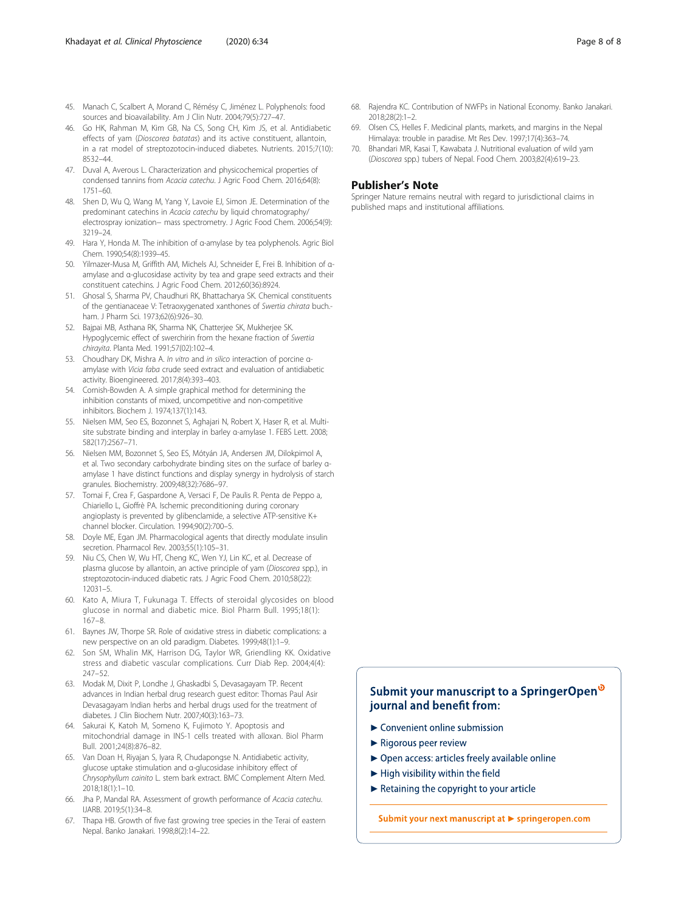45. Manach C, Scalbert A, Morand C, Rémésy C, Jiménez L. Polyphenols: food sources and bioavailability. Am J Clin Nutr. 2004;79(5):727–47.
46. Go HK, Rahman M, Kim GB, Na CS, Song CH, Kim JS, et al. Antidiabetic effects of yam (*Dioscorea batatas*) and its active constituent, allantoin, in a rat model of streptozotocin-induced diabetes. Nutrients. 2015;7(10): 8532–44.
47. Duval A, Averous L. Characterization and physicochemical properties of condensed tannins from *Acacia catechu*. J Agric Food Chem. 2016;64(8): 1751–60.
48. Shen D, Wu Q, Wang M, Yang Y, Lavoie EJ, Simon JE. Determination of the predominant catechins in *Acacia catechu* by liquid chromatography/ electrospray ionization– mass spectrometry. J Agric Food Chem. 2006;54(9): 3219–24.
49. Hara Y, Honda M. The inhibition of α-amylase by tea polyphenols. Agric Biol Chem. 1990;54(8):1939–45.
50. Yilmazer-Musa M, Griffith AM, Michels AJ, Schneider E, Frei B. Inhibition of α-amylase and α-glucosidase activity by tea and grape seed extracts and their constituent catechins. J Agric Food Chem. 2012;60(36):8924.
51. Ghosal S, Sharma PV, Chaudhuri RK, Bhattacharya SK. Chemical constituents of the gentianaceae V: Tetraoxygenated xanthones of *Swertia chirata* buch.-ham. J Pharm Sci. 1973;62(6):926–30.
52. Bajpai MB, Asthana RK, Sharma NK, Chatterjee SK, Mukherjee SK. Hypoglycemic effect of swerchirin from the hexane fraction of *Swertia chirayita*. Planta Med. 1991;57(02):102–4.
53. Choudhary DK, Mishra A. *In vitro* and *in silico* interaction of porcine α-amylase with *Vicia faba* crude seed extract and evaluation of antidiabetic activity. Bioengineered. 2017;8(4):393–403.
54. Cornish-Bowden A. A simple graphical method for determining the inhibition constants of mixed, uncompetitive and non-competitive inhibitors. Biochem J. 1974;137(1):143.
55. Nielsen MM, Seo ES, Bozonnet S, Aghajari N, Robert X, Haser R, et al. Multi-site substrate binding and interplay in barley α-amylase 1. FEBS Lett. 2008; 582(17):2567–71.
56. Nielsen MM, Bozonnet S, Seo ES, Mótyán JA, Andersen JM, Dilokpimol A, et al. Two secondary carbohydrate binding sites on the surface of barley α-amylase 1 have distinct functions and display synergy in hydrolysis of starch granules. Biochemistry. 2009;48(32):7686–97.
57. Tomai F, Crea F, Gaspardone A, Versaci F, De Paulis R. Penta de Peppo a, Chiariello L, Gioffrè PA. Ischemic preconditioning during coronary angioplasty is prevented by glibenclamide, a selective ATP-sensitive K+ channel blocker. Circulation. 1994;90(2):700–5.
58. Doyle ME, Egan JM. Pharmacological agents that directly modulate insulin secretion. Pharmacol Rev. 2003;55(1):105–31.
59. Niu CS, Chen W, Wu HT, Cheng KC, Wen YJ, Lin KC, et al. Decrease of plasma glucose by allantoin, an active principle of yam (*Dioscorea* spp.), in streptozotocin-induced diabetic rats. J Agric Food Chem. 2010;58(22): 12031–5.
60. Kato A, Miura T, Fukunaga T. Effects of steroidal glycosides on blood glucose in normal and diabetic mice. Biol Pharm Bull. 1995;18(1): 167–8.
61. Baynes JW, Thorpe SR. Role of oxidative stress in diabetic complications: a new perspective on an old paradigm. Diabetes. 1999;48(1):1–9.
62. Son SM, Whalin MK, Harrison DG, Taylor WR, Griendling KK. Oxidative stress and diabetic vascular complications. Curr Diab Rep. 2004;4(4): 247–52.
63. Modak M, Dixit P, Londhe J, Ghaskadbi S, Devasagayam TP. Recent advances in Indian herbal drug research guest editor: Thomas Paul Asir Devasagayam Indian herbs and herbal drugs used for the treatment of diabetes. J Clin Biochem Nutr. 2007;40(3):163–73.
64. Sakurai K, Katoh M, Someno K, Fujimoto Y. Apoptosis and mitochondrial damage in INS-1 cells treated with alloxan. Biol Pharm Bull. 2001;24(8):876–82.
65. Van Doan H, Riyajan S, Iyara R, Chudapongse N. Antidiabetic activity, glucose uptake stimulation and α-glucosidase inhibitory effect of *Chrysophyllum cainito* L. stem bark extract. BMC Complement Altern Med. 2018;18(1):1–10.
66. Jha P, Mandal RA. Assessment of growth performance of *Acacia catechu*. IJARB. 2019;5(1):34–8.
67. Thapa HB. Growth of five fast growing tree species in the Terai of eastern Nepal. Banko Janakari. 1998;8(2):14–22.
68. Rajendra KC. Contribution of NWFPs in National Economy. Banko Janakari. 2018;28(2):1–2.
69. Olsen CS, Helles F. Medicinal plants, markets, and margins in the Nepal Himalaya: trouble in paradise. Mt Res Dev. 1997;17(4):363–74.
70. Bhandari MR, Kasai T, Kawabata J. Nutritional evaluation of wild yam (*Dioscorea* spp.) tubers of Nepal. Food Chem. 2003;82(4):619–23.

## Publisher's Note

Springer Nature remains neutral with regard to jurisdictional claims in published maps and institutional affiliations.

**Submit your manuscript to a SpringerOpen journal and benefit from:**

- ► Convenient online submission
- ► Rigorous peer review
- ► Open access: articles freely available online
- ► High visibility within the field
- ► Retaining the copyright to your article

**Submit your next manuscript at ► springeropen.com**